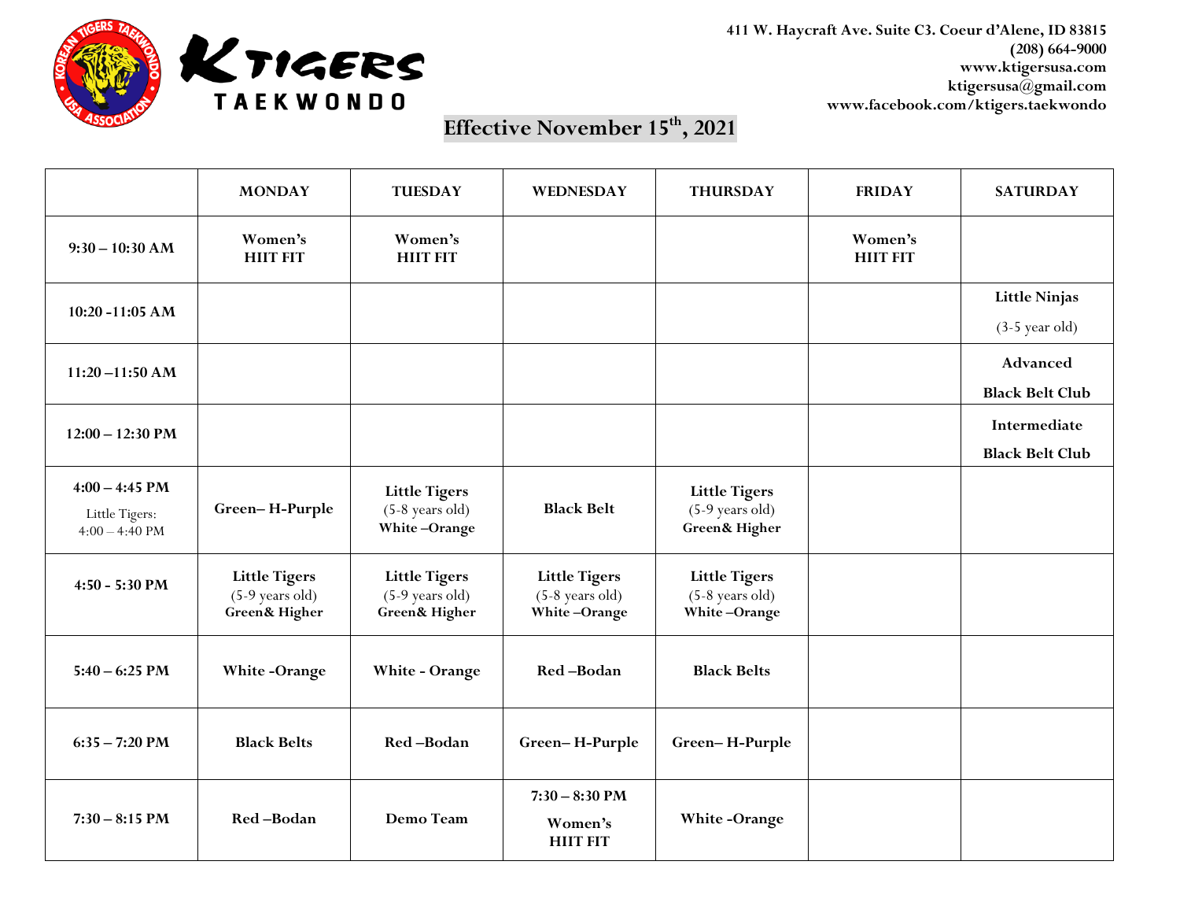KTIGERS TAEKWONDO

411 W. Haycraft Ave. Suite C3. Coeur d'Alene, ID 83815
(208) 664-9000
www.ktigersusa.com
ktigersusa@gmail.com
www.facebook.com/ktigers.taekwondo

**Effective November 15th, 2021**

| | MONDAY | TUESDAY | WEDNESDAY | THURSDAY | FRIDAY | SATURDAY |
|---|---|---|---|---|---|---|
| 9:30 – 10:30 AM | Women's HIIT FIT | Women's HIIT FIT | | | Women's HIIT FIT | |
| 10:20 -11:05 AM | | | | | | Little Ninjas (3-5 year old) |
| 11:20 –11:50 AM | | | | | | Advanced Black Belt Club |
| 12:00 – 12:30 PM | | | | | | Intermediate Black Belt Club |
| 4:00 – 4:45 PM<br>Little Tigers: 4:00 – 4:40 PM | Green– H-Purple | Little Tigers (5-8 years old) White –Orange | Black Belt | Little Tigers (5-9 years old) Green& Higher | | |
| 4:50 - 5:30 PM | Little Tigers (5-9 years old) Green& Higher | Little Tigers (5-9 years old) Green& Higher | Little Tigers (5-8 years old) White –Orange | Little Tigers (5-8 years old) White –Orange | | |
| 5:40 – 6:25 PM | White -Orange | White - Orange | Red –Bodan | Black Belts | | |
| 6:35 – 7:20 PM | Black Belts | Red –Bodan | Green– H-Purple | Green– H-Purple | | |
| 7:30 – 8:15 PM | Red –Bodan | Demo Team | 7:30 – 8:30 PM Women's HIIT FIT | White -Orange | | |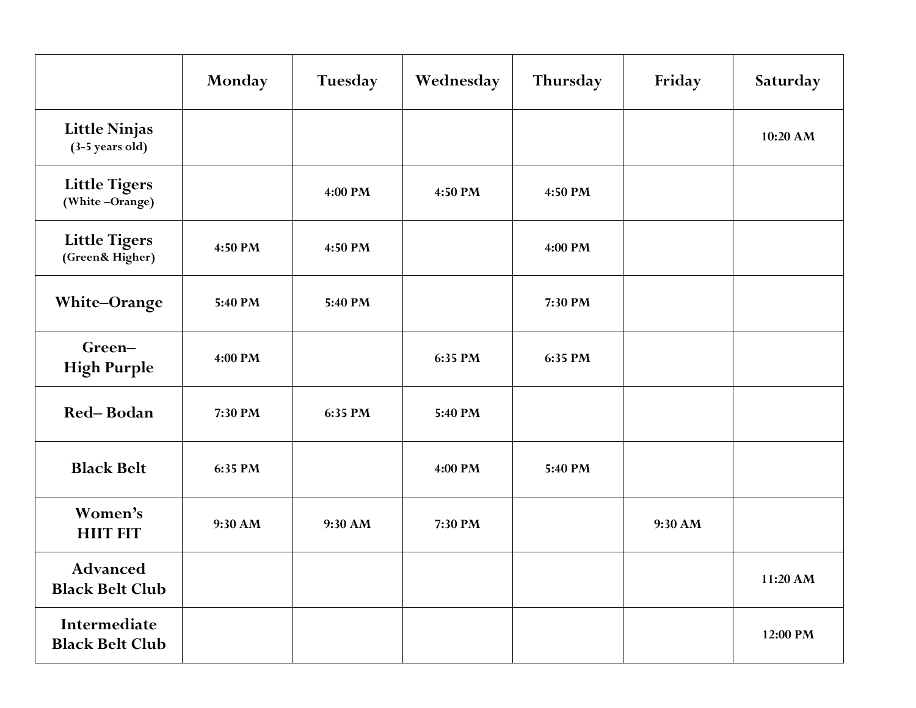| | Monday | Tuesday | Wednesday | Thursday | Friday | Saturday |
|---|---|---|---|---|---|---|
| **Little Ninjas** (3-5 years old) | | | | | | 10:20 AM |
| **Little Tigers** (White –Orange) | | 4:00 PM | 4:50 PM | 4:50 PM | | |
| **Little Tigers** (Green& Higher) | 4:50 PM | 4:50 PM | | 4:00 PM | | |
| **White–Orange** | 5:40 PM | 5:40 PM | | 7:30 PM | | |
| **Green– High Purple** | 4:00 PM | | 6:35 PM | 6:35 PM | | |
| **Red– Bodan** | 7:30 PM | 6:35 PM | 5:40 PM | | | |
| **Black Belt** | 6:35 PM | | 4:00 PM | 5:40 PM | | |
| **Women's HIIT FIT** | 9:30 AM | 9:30 AM | 7:30 PM | | 9:30 AM | |
| **Advanced Black Belt Club** | | | | | | 11:20 AM |
| **Intermediate Black Belt Club** | | | | | | 12:00 PM |